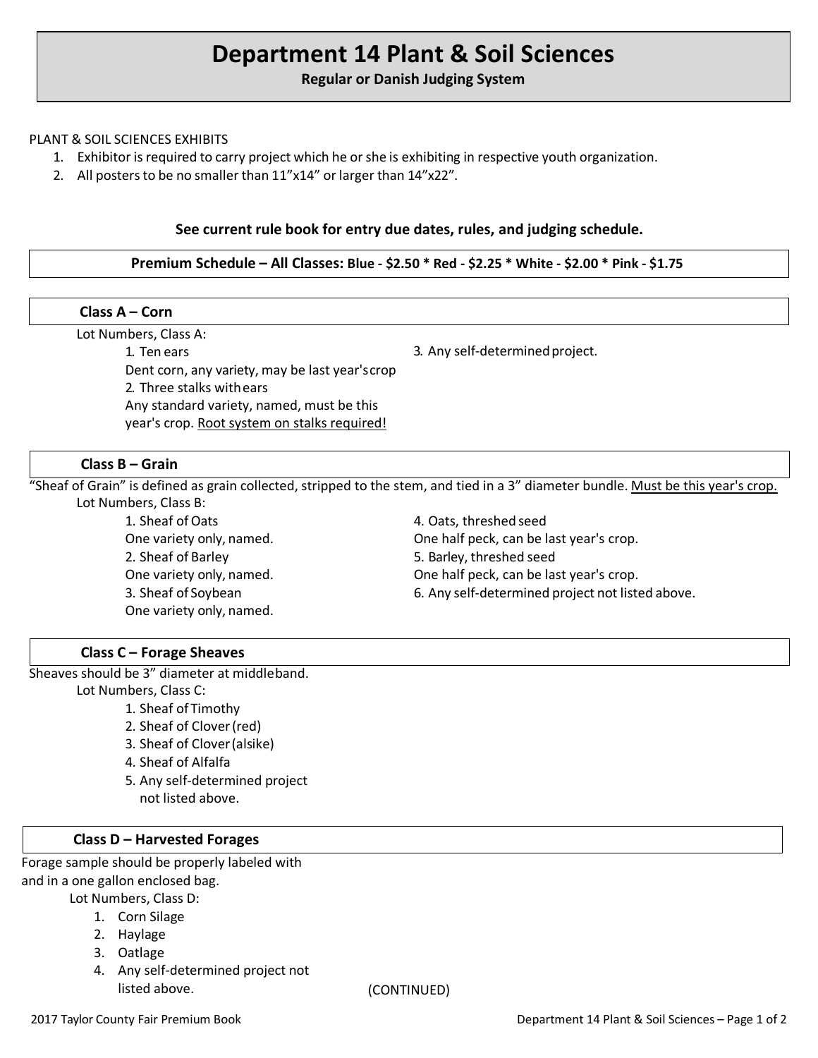# Department 14 Plant & Soil Sciences

**Regular or Danish Judging System**

PLANT & SOIL SCIENCES EXHIBITS

1. Exhibitor is required to carry project which he or she is exhibiting in respective youth organization.
2. All posters to be no smaller than 11"x14" or larger than 14"x22".

**See current rule book for entry due dates, rules, and judging schedule.**

**Premium Schedule – All Classes: Blue - $2.50 * Red - $2.25 * White - $2.00 * Pink - $1.75**

## Class A – Corn

Lot Numbers, Class A:

1. Ten ears
   Dent corn, any variety, may be last year's crop
2. Three stalks with ears
   Any standard variety, named, must be this year's crop. Root system on stalks required!
3. Any self-determined project.

## Class B – Grain

"Sheaf of Grain" is defined as grain collected, stripped to the stem, and tied in a 3" diameter bundle. Must be this year's crop.

Lot Numbers, Class B:

1. Sheaf of Oats
   One variety only, named.
2. Sheaf of Barley
   One variety only, named.
3. Sheaf of Soybean
   One variety only, named.
4. Oats, threshed seed
   One half peck, can be last year's crop.
5. Barley, threshed seed
   One half peck, can be last year's crop.
6. Any self-determined project not listed above.

## Class C – Forage Sheaves

Sheaves should be 3" diameter at middle band.

Lot Numbers, Class C:

1. Sheaf of Timothy
2. Sheaf of Clover (red)
3. Sheaf of Clover (alsike)
4. Sheaf of Alfalfa
5. Any self-determined project not listed above.

## Class D – Harvested Forages

Forage sample should be properly labeled with and in a one gallon enclosed bag.

Lot Numbers, Class D:

1. Corn Silage
2. Haylage
3. Oatlage
4. Any self-determined project not listed above.

(CONTINUED)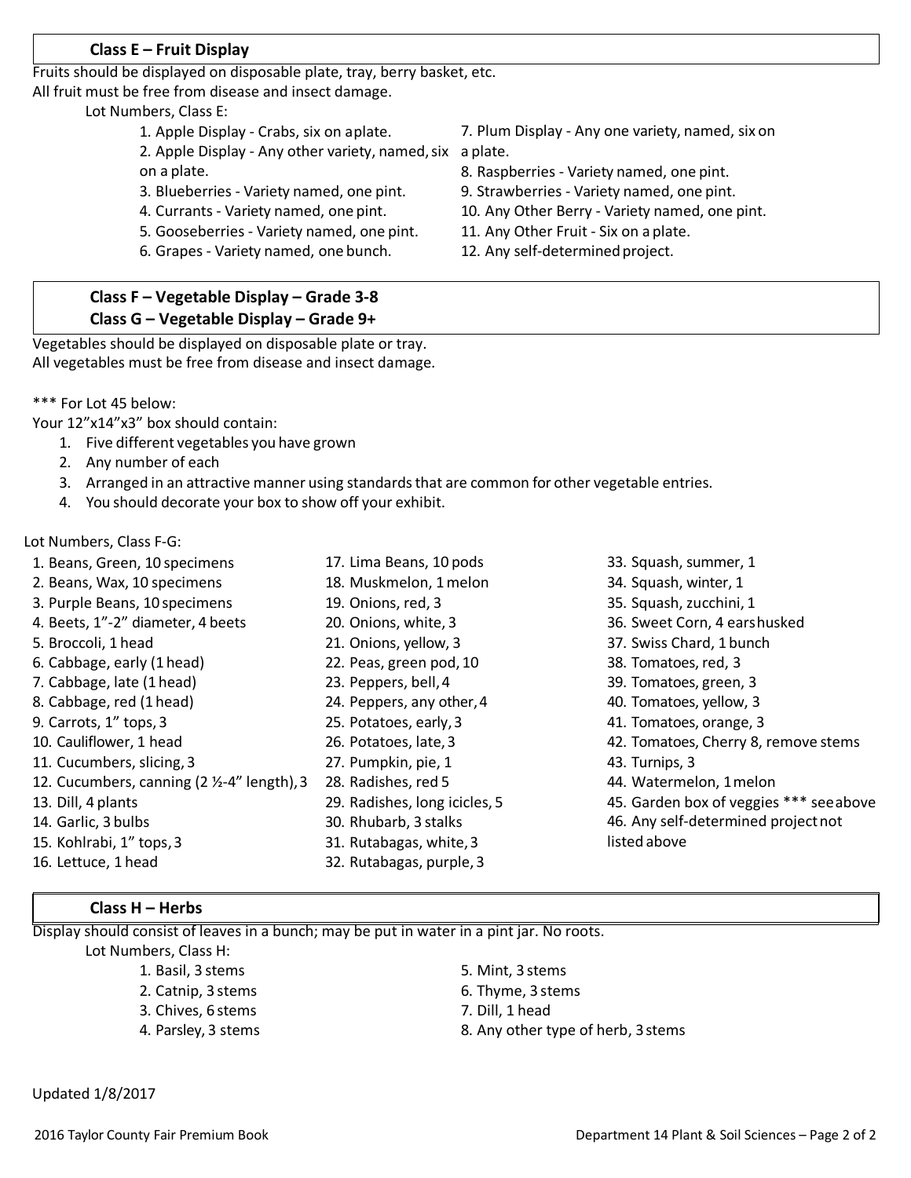## Class E – Fruit Display

Fruits should be displayed on disposable plate, tray, berry basket, etc.
All fruit must be free from disease and insect damage.

Lot Numbers, Class E:

1. Apple Display - Crabs, six on a plate.
2. Apple Display - Any other variety, named, six on a plate.
3. Blueberries - Variety named, one pint.
4. Currants - Variety named, one pint.
5. Gooseberries - Variety named, one pint.
6. Grapes - Variety named, one bunch.
7. Plum Display - Any one variety, named, six on a plate.
8. Raspberries - Variety named, one pint.
9. Strawberries - Variety named, one pint.
10. Any Other Berry - Variety named, one pint.
11. Any Other Fruit - Six on a plate.
12. Any self-determined project.

## Class F – Vegetable Display – Grade 3-8
## Class G – Vegetable Display – Grade 9+

Vegetables should be displayed on disposable plate or tray.
All vegetables must be free from disease and insect damage.

*** For Lot 45 below:
Your 12"x14"x3" box should contain:

1. Five different vegetables you have grown
2. Any number of each
3. Arranged in an attractive manner using standards that are common for other vegetable entries.
4. You should decorate your box to show off your exhibit.

Lot Numbers, Class F-G:

1. Beans, Green, 10 specimens
2. Beans, Wax, 10 specimens
3. Purple Beans, 10 specimens
4. Beets, 1"-2" diameter, 4 beets
5. Broccoli, 1 head
6. Cabbage, early (1 head)
7. Cabbage, late (1 head)
8. Cabbage, red (1 head)
9. Carrots, 1" tops, 3
10. Cauliflower, 1 head
11. Cucumbers, slicing, 3
12. Cucumbers, canning (2 ½-4" length), 3
13. Dill, 4 plants
14. Garlic, 3 bulbs
15. Kohlrabi, 1" tops, 3
16. Lettuce, 1 head
17. Lima Beans, 10 pods
18. Muskmelon, 1 melon
19. Onions, red, 3
20. Onions, white, 3
21. Onions, yellow, 3
22. Peas, green pod, 10
23. Peppers, bell, 4
24. Peppers, any other, 4
25. Potatoes, early, 3
26. Potatoes, late, 3
27. Pumpkin, pie, 1
28. Radishes, red 5
29. Radishes, long icicles, 5
30. Rhubarb, 3 stalks
31. Rutabagas, white, 3
32. Rutabagas, purple, 3
33. Squash, summer, 1
34. Squash, winter, 1
35. Squash, zucchini, 1
36. Sweet Corn, 4 ears husked
37. Swiss Chard, 1 bunch
38. Tomatoes, red, 3
39. Tomatoes, green, 3
40. Tomatoes, yellow, 3
41. Tomatoes, orange, 3
42. Tomatoes, Cherry 8, remove stems
43. Turnips, 3
44. Watermelon, 1 melon
45. Garden box of veggies *** see above
46. Any self-determined project not listed above

## Class H – Herbs

Display should consist of leaves in a bunch; may be put in water in a pint jar. No roots.

Lot Numbers, Class H:

1. Basil, 3 stems
2. Catnip, 3 stems
3. Chives, 6 stems
4. Parsley, 3 stems
5. Mint, 3 stems
6. Thyme, 3 stems
7. Dill, 1 head
8. Any other type of herb, 3 stems

Updated 1/8/2017